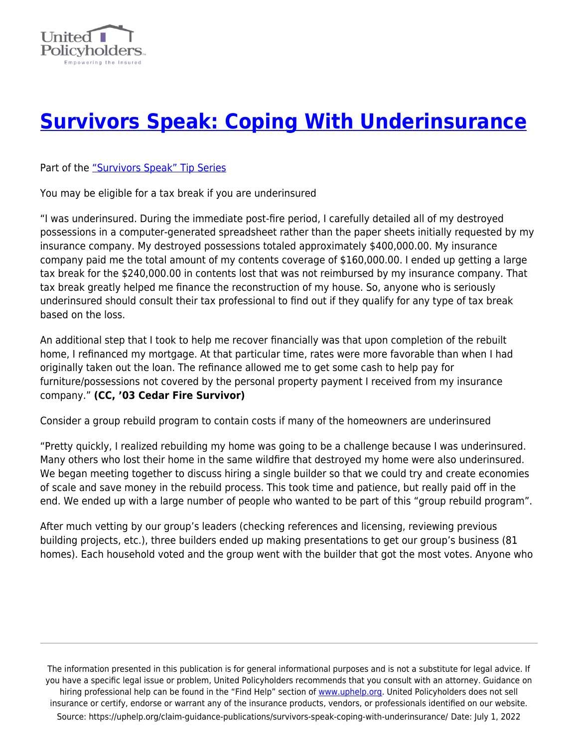# [Survivors Speak: Coping With Underinsurance](https://uphelp.org/claim-guidance-publications/survivors-speak-coping-with-underinsurance/)

Part of the ["Survivors Speak" Tip Series]()

You may be eligible for a tax break if you are underinsured

"I was underinsured. During the immediate post-fire period, I carefully detailed all of my destroyed possessions in a computer-generated spreadsheet rather than the paper sheets initially requested by my insurance company. My destroyed possessions totaled approximately $400,000.00. My insurance company paid me the total amount of my contents coverage of $160,000.00. I ended up getting a large tax break for the $240,000.00 in contents lost that was not reimbursed by my insurance company. That tax break greatly helped me finance the reconstruction of my house. So, anyone who is seriously underinsured should consult their tax professional to find out if they qualify for any type of tax break based on the loss.

An additional step that I took to help me recover financially was that upon completion of the rebuilt home, I refinanced my mortgage. At that particular time, rates were more favorable than when I had originally taken out the loan. The refinance allowed me to get some cash to help pay for furniture/possessions not covered by the personal property payment I received from my insurance company." **(CC, '03 Cedar Fire Survivor)**

Consider a group rebuild program to contain costs if many of the homeowners are underinsured

"Pretty quickly, I realized rebuilding my home was going to be a challenge because I was underinsured. Many others who lost their home in the same wildfire that destroyed my home were also underinsured. We began meeting together to discuss hiring a single builder so that we could try and create economies of scale and save money in the rebuild process. This took time and patience, but really paid off in the end. We ended up with a large number of people who wanted to be part of this "group rebuild program".

After much vetting by our group's leaders (checking references and licensing, reviewing previous building projects, etc.), three builders ended up making presentations to get our group's business (81 homes). Each household voted and the group went with the builder that got the most votes. Anyone who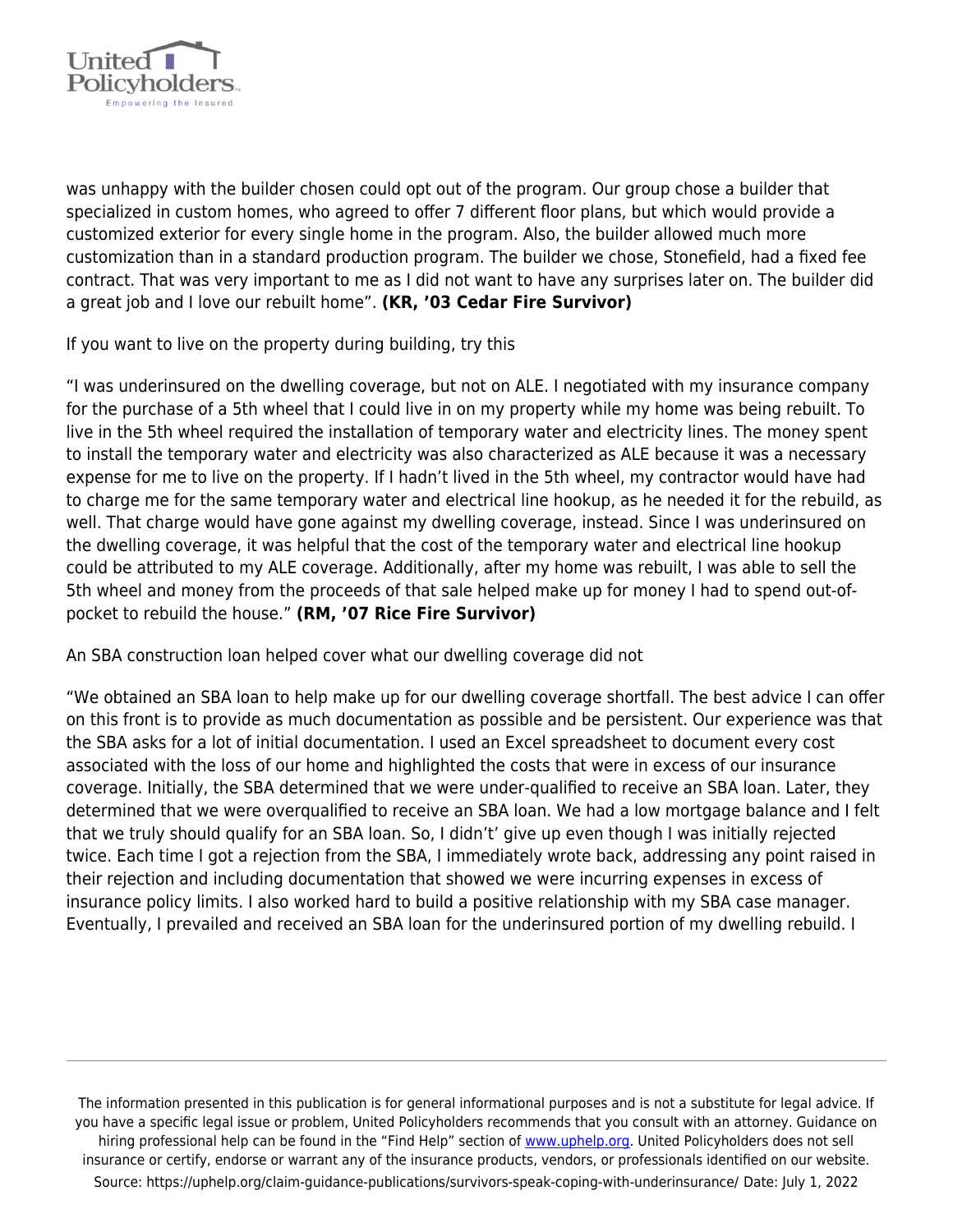was unhappy with the builder chosen could opt out of the program. Our group chose a builder that specialized in custom homes, who agreed to offer 7 different floor plans, but which would provide a customized exterior for every single home in the program. Also, the builder allowed much more customization than in a standard production program. The builder we chose, Stonefield, had a fixed fee contract. That was very important to me as I did not want to have any surprises later on. The builder did a great job and I love our rebuilt home". **(KR, '03 Cedar Fire Survivor)**

If you want to live on the property during building, try this

"I was underinsured on the dwelling coverage, but not on ALE. I negotiated with my insurance company for the purchase of a 5th wheel that I could live in on my property while my home was being rebuilt. To live in the 5th wheel required the installation of temporary water and electricity lines. The money spent to install the temporary water and electricity was also characterized as ALE because it was a necessary expense for me to live on the property. If I hadn't lived in the 5th wheel, my contractor would have had to charge me for the same temporary water and electrical line hookup, as he needed it for the rebuild, as well. That charge would have gone against my dwelling coverage, instead. Since I was underinsured on the dwelling coverage, it was helpful that the cost of the temporary water and electrical line hookup could be attributed to my ALE coverage. Additionally, after my home was rebuilt, I was able to sell the 5th wheel and money from the proceeds of that sale helped make up for money I had to spend out-of-pocket to rebuild the house." **(RM, '07 Rice Fire Survivor)**

An SBA construction loan helped cover what our dwelling coverage did not

"We obtained an SBA loan to help make up for our dwelling coverage shortfall. The best advice I can offer on this front is to provide as much documentation as possible and be persistent. Our experience was that the SBA asks for a lot of initial documentation. I used an Excel spreadsheet to document every cost associated with the loss of our home and highlighted the costs that were in excess of our insurance coverage. Initially, the SBA determined that we were under-qualified to receive an SBA loan. Later, they determined that we were overqualified to receive an SBA loan. We had a low mortgage balance and I felt that we truly should qualify for an SBA loan. So, I didn't' give up even though I was initially rejected twice. Each time I got a rejection from the SBA, I immediately wrote back, addressing any point raised in their rejection and including documentation that showed we were incurring expenses in excess of insurance policy limits. I also worked hard to build a positive relationship with my SBA case manager. Eventually, I prevailed and received an SBA loan for the underinsured portion of my dwelling rebuild. I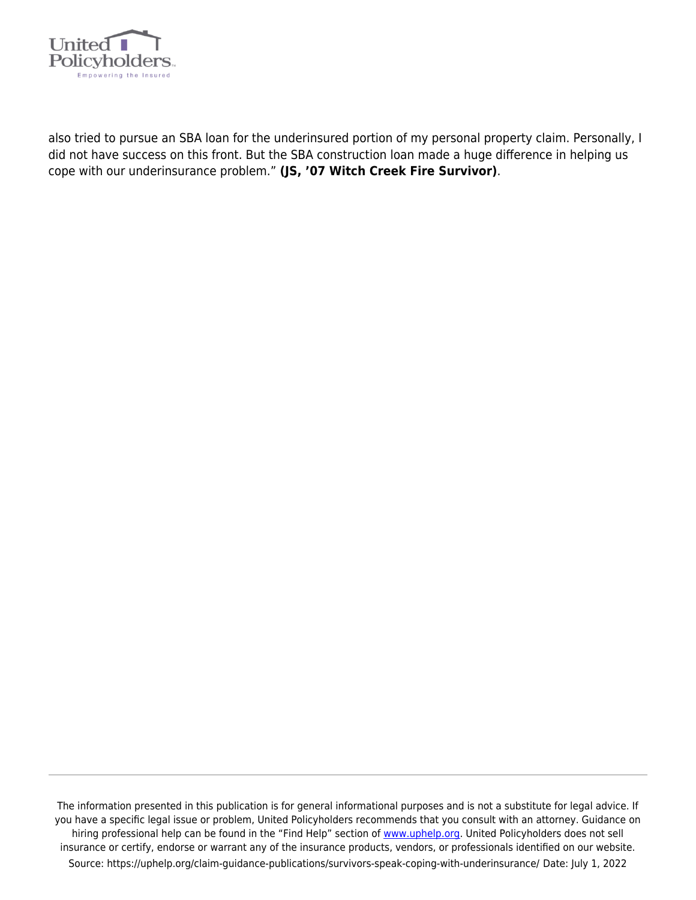also tried to pursue an SBA loan for the underinsured portion of my personal property claim. Personally, I did not have success on this front. But the SBA construction loan made a huge difference in helping us cope with our underinsurance problem." **(JS, '07 Witch Creek Fire Survivor)**.